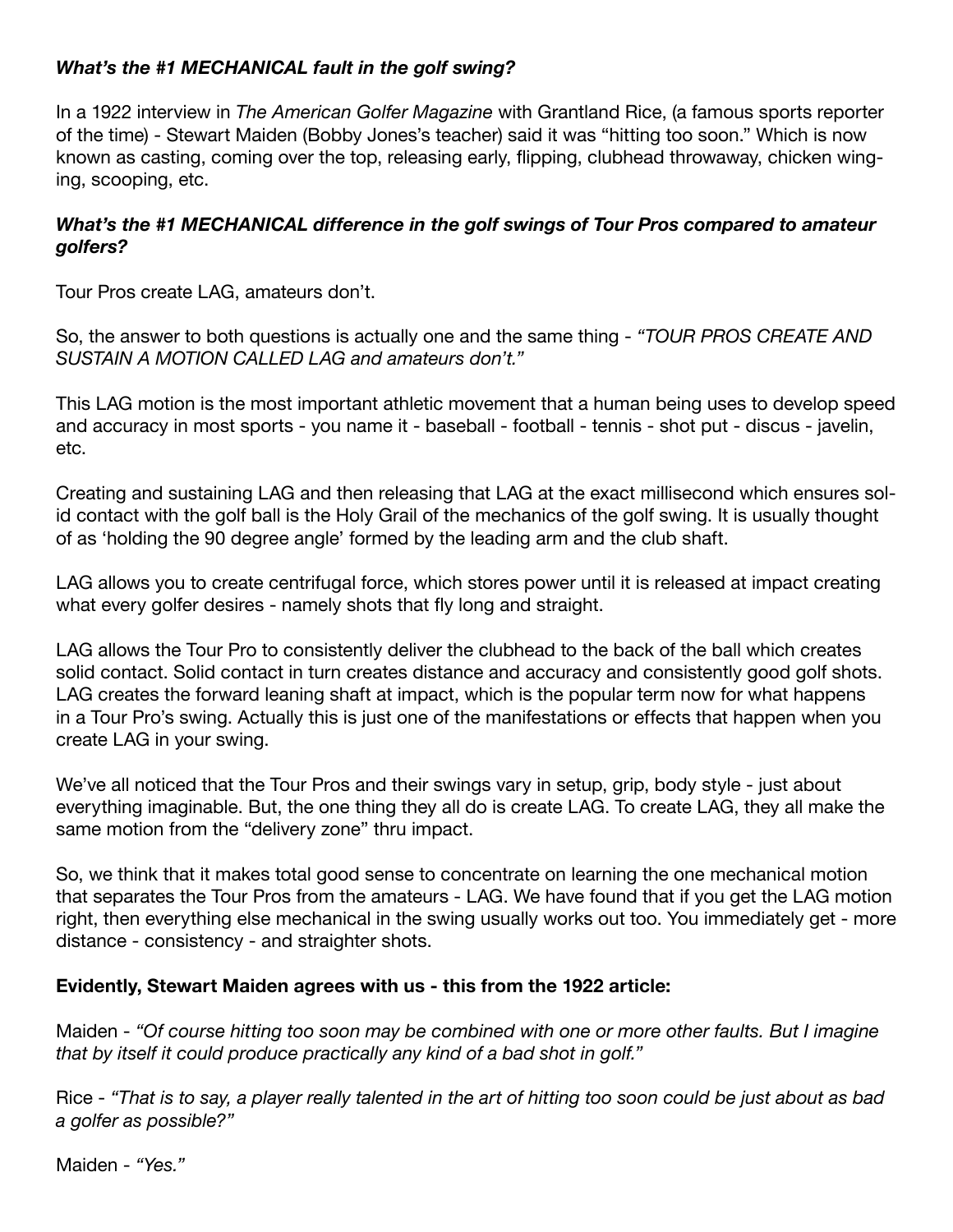***What's the #1 MECHANICAL fault in the golf swing?***

In a 1922 interview in *The American Golfer Magazine* with Grantland Rice, (a famous sports reporter of the time) - Stewart Maiden (Bobby Jones's teacher) said it was "hitting too soon." Which is now known as casting, coming over the top, releasing early, flipping, clubhead throwaway, chicken winging, scooping, etc.

***What's the #1 MECHANICAL difference in the golf swings of Tour Pros compared to amateur golfers?***

Tour Pros create LAG, amateurs don't.

So, the answer to both questions is actually one and the same thing - *"TOUR PROS CREATE AND SUSTAIN A MOTION CALLED LAG and amateurs don't."*

This LAG motion is the most important athletic movement that a human being uses to develop speed and accuracy in most sports - you name it - baseball - football - tennis - shot put - discus - javelin, etc.

Creating and sustaining LAG and then releasing that LAG at the exact millisecond which ensures solid contact with the golf ball is the Holy Grail of the mechanics of the golf swing. It is usually thought of as 'holding the 90 degree angle' formed by the leading arm and the club shaft.

LAG allows you to create centrifugal force, which stores power until it is released at impact creating what every golfer desires - namely shots that fly long and straight.

LAG allows the Tour Pro to consistently deliver the clubhead to the back of the ball which creates solid contact. Solid contact in turn creates distance and accuracy and consistently good golf shots. LAG creates the forward leaning shaft at impact, which is the popular term now for what happens in a Tour Pro's swing. Actually this is just one of the manifestations or effects that happen when you create LAG in your swing.

We've all noticed that the Tour Pros and their swings vary in setup, grip, body style - just about everything imaginable. But, the one thing they all do is create LAG. To create LAG, they all make the same motion from the "delivery zone" thru impact.

So, we think that it makes total good sense to concentrate on learning the one mechanical motion that separates the Tour Pros from the amateurs - LAG. We have found that if you get the LAG motion right, then everything else mechanical in the swing usually works out too. You immediately get - more distance - consistency - and straighter shots.

**Evidently, Stewart Maiden agrees with us - this from the 1922 article:**

Maiden - *"Of course hitting too soon may be combined with one or more other faults. But I imagine that by itself it could produce practically any kind of a bad shot in golf."*

Rice - *"That is to say, a player really talented in the art of hitting too soon could be just about as bad a golfer as possible?"*

Maiden - *"Yes."*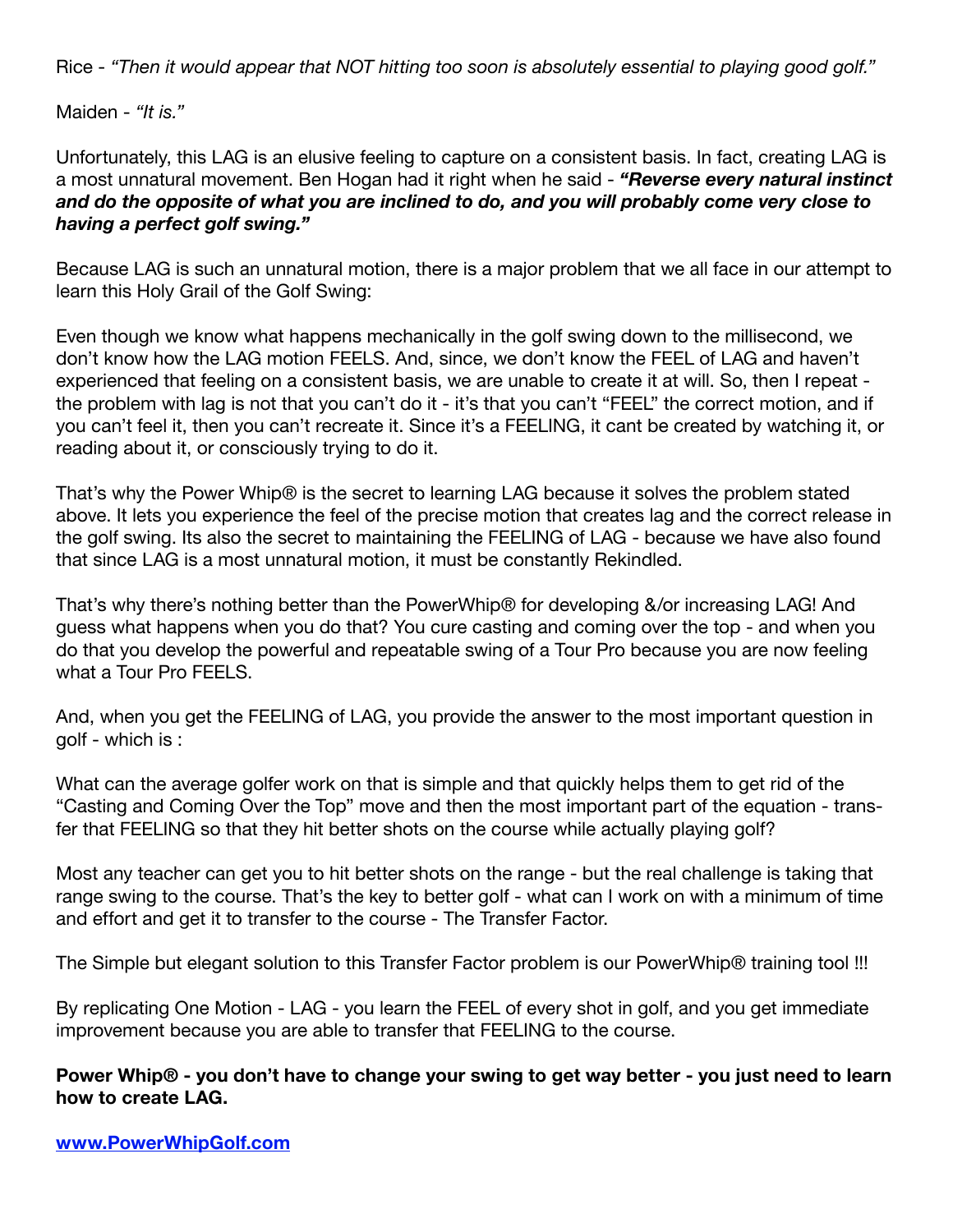Rice - *"Then it would appear that NOT hitting too soon is absolutely essential to playing good golf."*

Maiden - *"It is."*

Unfortunately, this LAG is an elusive feeling to capture on a consistent basis. In fact, creating LAG is a most unnatural movement. Ben Hogan had it right when he said - ***"Reverse every natural instinct and do the opposite of what you are inclined to do, and you will probably come very close to having a perfect golf swing."***

Because LAG is such an unnatural motion, there is a major problem that we all face in our attempt to learn this Holy Grail of the Golf Swing:

Even though we know what happens mechanically in the golf swing down to the millisecond, we don't know how the LAG motion FEELS. And, since, we don't know the FEEL of LAG and haven't experienced that feeling on a consistent basis, we are unable to create it at will. So, then I repeat - the problem with lag is not that you can't do it - it's that you can't "FEEL" the correct motion, and if you can't feel it, then you can't recreate it. Since it's a FEELING, it cant be created by watching it, or reading about it, or consciously trying to do it.

That's why the Power Whip® is the secret to learning LAG because it solves the problem stated above. It lets you experience the feel of the precise motion that creates lag and the correct release in the golf swing. Its also the secret to maintaining the FEELING of LAG - because we have also found that since LAG is a most unnatural motion, it must be constantly Rekindled.

That's why there's nothing better than the PowerWhip® for developing &/or increasing LAG! And guess what happens when you do that? You cure casting and coming over the top - and when you do that you develop the powerful and repeatable swing of a Tour Pro because you are now feeling what a Tour Pro FEELS.

And, when you get the FEELING of LAG, you provide the answer to the most important question in golf - which is :

What can the average golfer work on that is simple and that quickly helps them to get rid of the "Casting and Coming Over the Top" move and then the most important part of the equation - transfer that FEELING so that they hit better shots on the course while actually playing golf?

Most any teacher can get you to hit better shots on the range - but the real challenge is taking that range swing to the course. That's the key to better golf - what can I work on with a minimum of time and effort and get it to transfer to the course - The Transfer Factor.

The Simple but elegant solution to this Transfer Factor problem is our PowerWhip® training tool !!!

By replicating One Motion - LAG - you learn the FEEL of every shot in golf, and you get immediate improvement because you are able to transfer that FEELING to the course.

**Power Whip® - you don't have to change your swing to get way better - you just need to learn how to create LAG.**

**[www.PowerWhipGolf.com](http://www.PowerWhipGolf.com)**